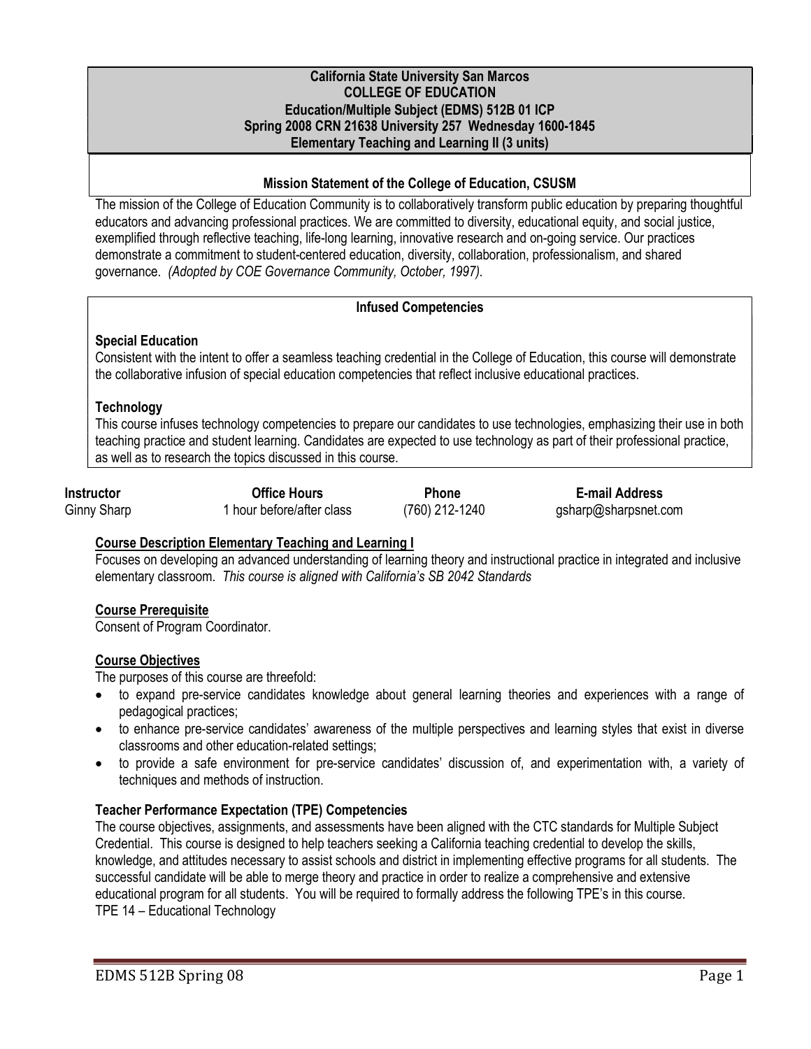**California State University San Marcos**
**COLLEGE OF EDUCATION**
**Education/Multiple Subject (EDMS) 512B 01 ICP**
**Spring 2008 CRN 21638 University 257 Wednesday 1600-1845**
**Elementary Teaching and Learning II (3 units)**

### Mission Statement of the College of Education, CSUSM

The mission of the College of Education Community is to collaboratively transform public education by preparing thoughtful educators and advancing professional practices. We are committed to diversity, educational equity, and social justice, exemplified through reflective teaching, life-long learning, innovative research and on-going service. Our practices demonstrate a commitment to student-centered education, diversity, collaboration, professionalism, and shared governance. *(Adopted by COE Governance Community, October, 1997).*

### Infused Competencies

**Special Education**

Consistent with the intent to offer a seamless teaching credential in the College of Education, this course will demonstrate the collaborative infusion of special education competencies that reflect inclusive educational practices.

**Technology**

This course infuses technology competencies to prepare our candidates to use technologies, emphasizing their use in both teaching practice and student learning. Candidates are expected to use technology as part of their professional practice, as well as to research the topics discussed in this course.

| Instructor | Office Hours | Phone | E-mail Address |
|---|---|---|---|
| Ginny Sharp | 1 hour before/after class | (760) 212-1240 | gsharp@sharpsnet.com |

**Course Description Elementary Teaching and Learning I**

Focuses on developing an advanced understanding of learning theory and instructional practice in integrated and inclusive elementary classroom. *This course is aligned with California's SB 2042 Standards*

**Course Prerequisite**

Consent of Program Coordinator.

**Course Objectives**

The purposes of this course are threefold:

- to expand pre-service candidates knowledge about general learning theories and experiences with a range of pedagogical practices;
- to enhance pre-service candidates' awareness of the multiple perspectives and learning styles that exist in diverse classrooms and other education-related settings;
- to provide a safe environment for pre-service candidates' discussion of, and experimentation with, a variety of techniques and methods of instruction.

**Teacher Performance Expectation (TPE) Competencies**

The course objectives, assignments, and assessments have been aligned with the CTC standards for Multiple Subject Credential. This course is designed to help teachers seeking a California teaching credential to develop the skills, knowledge, and attitudes necessary to assist schools and district in implementing effective programs for all students. The successful candidate will be able to merge theory and practice in order to realize a comprehensive and extensive educational program for all students. You will be required to formally address the following TPE's in this course.
TPE 14 – Educational Technology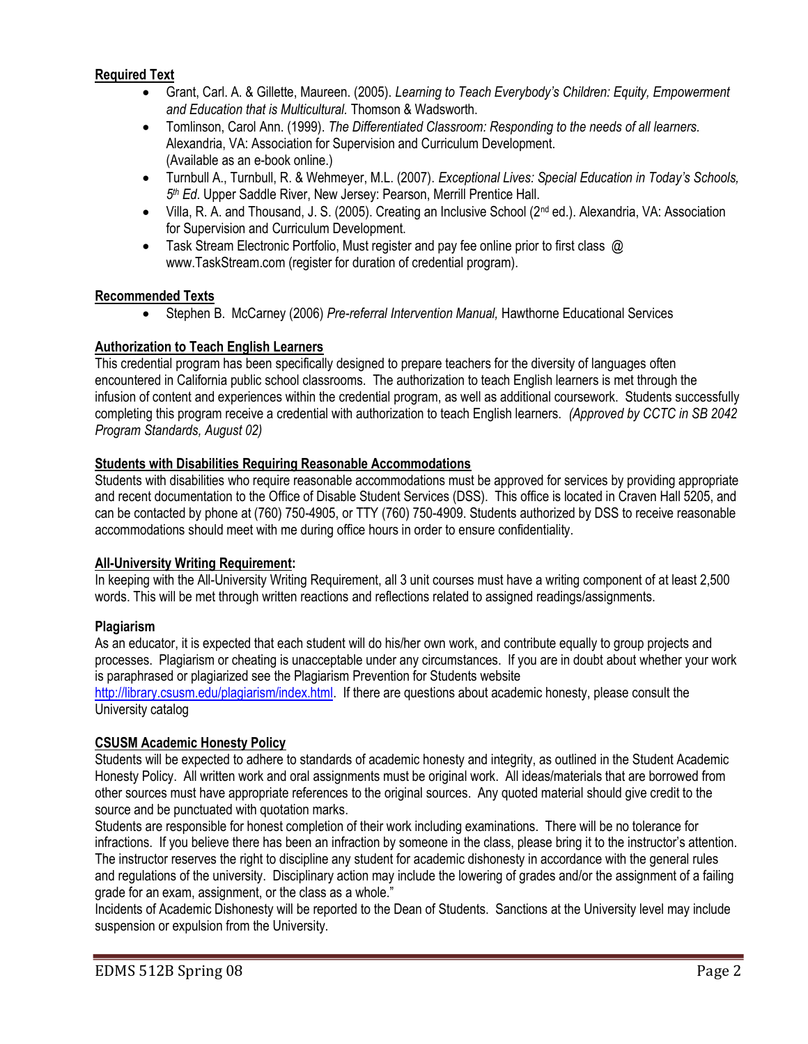**Required Text**

- Grant, Carl. A. & Gillette, Maureen. (2005). *Learning to Teach Everybody's Children: Equity, Empowerment and Education that is Multicultural.* Thomson & Wadsworth.
- Tomlinson, Carol Ann. (1999). *The Differentiated Classroom: Responding to the needs of all learners*. Alexandria, VA: Association for Supervision and Curriculum Development. (Available as an e-book online.)
- Turnbull A., Turnbull, R. & Wehmeyer, M.L. (2007). *Exceptional Lives: Special Education in Today's Schools, 5th Ed*. Upper Saddle River, New Jersey: Pearson, Merrill Prentice Hall.
- Villa, R. A. and Thousand, J. S. (2005). Creating an Inclusive School (2nd ed.). Alexandria, VA: Association for Supervision and Curriculum Development.
- Task Stream Electronic Portfolio, Must register and pay fee online prior to first class @ www.TaskStream.com (register for duration of credential program).

**Recommended Texts**

- Stephen B. McCarney (2006) *Pre-referral Intervention Manual,* Hawthorne Educational Services

**Authorization to Teach English Learners**

This credential program has been specifically designed to prepare teachers for the diversity of languages often encountered in California public school classrooms. The authorization to teach English learners is met through the infusion of content and experiences within the credential program, as well as additional coursework. Students successfully completing this program receive a credential with authorization to teach English learners. *(Approved by CCTC in SB 2042 Program Standards, August 02)*

**Students with Disabilities Requiring Reasonable Accommodations**

Students with disabilities who require reasonable accommodations must be approved for services by providing appropriate and recent documentation to the Office of Disable Student Services (DSS). This office is located in Craven Hall 5205, and can be contacted by phone at (760) 750-4905, or TTY (760) 750-4909. Students authorized by DSS to receive reasonable accommodations should meet with me during office hours in order to ensure confidentiality.

**All-University Writing Requirement:**

In keeping with the All-University Writing Requirement, all 3 unit courses must have a writing component of at least 2,500 words. This will be met through written reactions and reflections related to assigned readings/assignments.

**Plagiarism**

As an educator, it is expected that each student will do his/her own work, and contribute equally to group projects and processes. Plagiarism or cheating is unacceptable under any circumstances. If you are in doubt about whether your work is paraphrased or plagiarized see the Plagiarism Prevention for Students website http://library.csusm.edu/plagiarism/index.html. If there are questions about academic honesty, please consult the University catalog

**CSUSM Academic Honesty Policy**

Students will be expected to adhere to standards of academic honesty and integrity, as outlined in the Student Academic Honesty Policy. All written work and oral assignments must be original work. All ideas/materials that are borrowed from other sources must have appropriate references to the original sources. Any quoted material should give credit to the source and be punctuated with quotation marks.

Students are responsible for honest completion of their work including examinations. There will be no tolerance for infractions. If you believe there has been an infraction by someone in the class, please bring it to the instructor's attention. The instructor reserves the right to discipline any student for academic dishonesty in accordance with the general rules and regulations of the university. Disciplinary action may include the lowering of grades and/or the assignment of a failing grade for an exam, assignment, or the class as a whole."

Incidents of Academic Dishonesty will be reported to the Dean of Students. Sanctions at the University level may include suspension or expulsion from the University.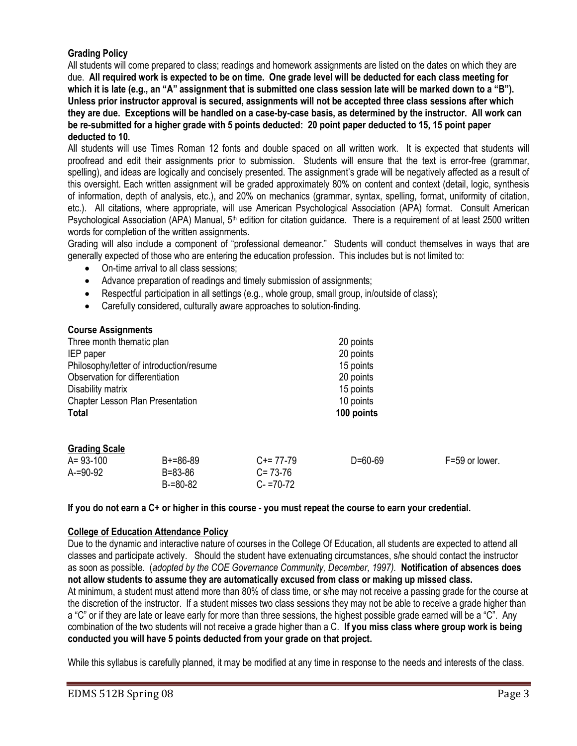**Grading Policy**

All students will come prepared to class; readings and homework assignments are listed on the dates on which they are due. **All required work is expected to be on time. One grade level will be deducted for each class meeting for which it is late (e.g., an "A" assignment that is submitted one class session late will be marked down to a "B"). Unless prior instructor approval is secured, assignments will not be accepted three class sessions after which they are due. Exceptions will be handled on a case-by-case basis, as determined by the instructor. All work can be re-submitted for a higher grade with 5 points deducted: 20 point paper deducted to 15, 15 point paper deducted to 10.**

All students will use Times Roman 12 fonts and double spaced on all written work. It is expected that students will proofread and edit their assignments prior to submission. Students will ensure that the text is error-free (grammar, spelling), and ideas are logically and concisely presented. The assignment's grade will be negatively affected as a result of this oversight. Each written assignment will be graded approximately 80% on content and context (detail, logic, synthesis of information, depth of analysis, etc.), and 20% on mechanics (grammar, syntax, spelling, format, uniformity of citation, etc.). All citations, where appropriate, will use American Psychological Association (APA) format. Consult American Psychological Association (APA) Manual, 5th edition for citation guidance. There is a requirement of at least 2500 written words for completion of the written assignments.

Grading will also include a component of "professional demeanor." Students will conduct themselves in ways that are generally expected of those who are entering the education profession. This includes but is not limited to:

- On-time arrival to all class sessions;
- Advance preparation of readings and timely submission of assignments;
- Respectful participation in all settings (e.g., whole group, small group, in/outside of class);
- Carefully considered, culturally aware approaches to solution-finding.

**Course Assignments**

| Assignment | Points |
|---|---|
| Three month thematic plan | 20 points |
| IEP paper | 20 points |
| Philosophy/letter of introduction/resume | 15 points |
| Observation for differentiation | 20 points |
| Disability matrix | 15 points |
| Chapter Lesson Plan Presentation | 10 points |
| **Total** | **100 points** |

**Grading Scale**

| | | | | |
|---|---|---|---|---|
| A= 93-100 | B+=86-89 | C+= 77-79 | D=60-69 | F=59 or lower. |
| A-=90-92 | B=83-86 | C= 73-76 | | |
| | B-=80-82 | C- =70-72 | | |

**If you do not earn a C+ or higher in this course - you must repeat the course to earn your credential.**

**College of Education Attendance Policy**

Due to the dynamic and interactive nature of courses in the College Of Education, all students are expected to attend all classes and participate actively. Should the student have extenuating circumstances, s/he should contact the instructor as soon as possible. (*adopted by the COE Governance Community, December, 1997).* **Notification of absences does not allow students to assume they are automatically excused from class or making up missed class.**

At minimum, a student must attend more than 80% of class time, or s/he may not receive a passing grade for the course at the discretion of the instructor. If a student misses two class sessions they may not be able to receive a grade higher than a "C" or if they are late or leave early for more than three sessions, the highest possible grade earned will be a "C". Any combination of the two students will not receive a grade higher than a C. **If you miss class where group work is being conducted you will have 5 points deducted from your grade on that project.**

While this syllabus is carefully planned, it may be modified at any time in response to the needs and interests of the class.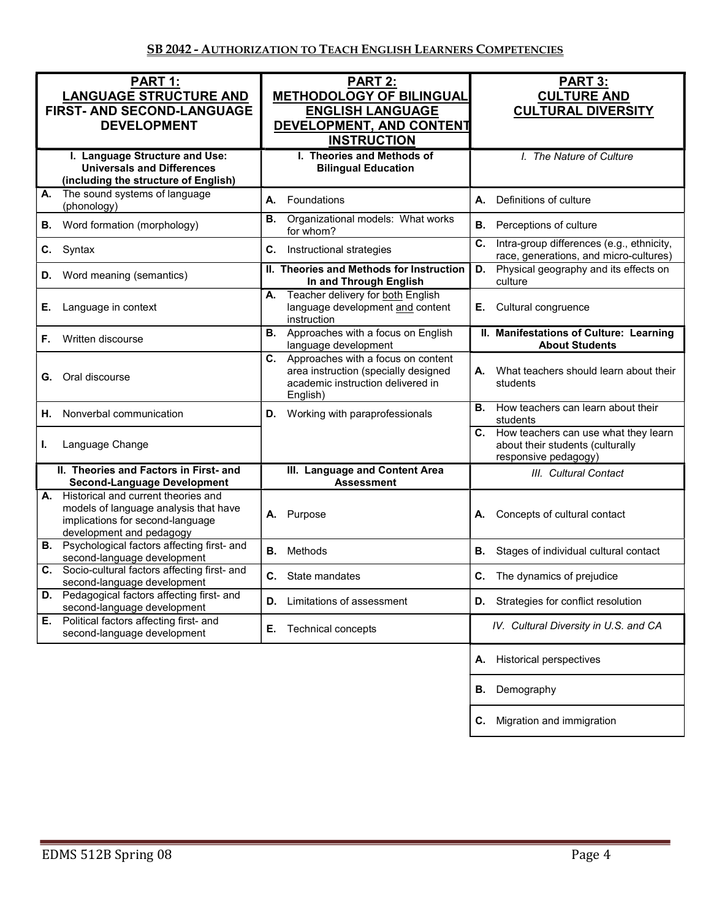## SB 2042 - Authorization to Teach English Learners Competencies

| **PART 1: LANGUAGE STRUCTURE AND FIRST- AND SECOND-LANGUAGE DEVELOPMENT** | **PART 2: METHODOLOGY OF BILINGUAL ENGLISH LANGUAGE DEVELOPMENT, AND CONTENT INSTRUCTION** | **PART 3: CULTURE AND CULTURAL DIVERSITY** |
|---|---|---|
| **I. Language Structure and Use: Universals and Differences (including the structure of English)** | **I. Theories and Methods of Bilingual Education** | *I. The Nature of Culture* |
| **A.** The sound systems of language (phonology) | **A.** Foundations | **A.** Definitions of culture |
| **B.** Word formation (morphology) | **B.** Organizational models: What works for whom? | **B.** Perceptions of culture |
| **C.** Syntax | **C.** Instructional strategies | **C.** Intra-group differences (e.g., ethnicity, race, generations, and micro-cultures) |
| **D.** Word meaning (semantics) | **II. Theories and Methods for Instruction In and Through English** | **D.** Physical geography and its effects on culture |
| **E.** Language in context | **A.** Teacher delivery for both English language development and content instruction | **E.** Cultural congruence |
| **F.** Written discourse | **B.** Approaches with a focus on English language development | **II. Manifestations of Culture: Learning About Students** |
| **G.** Oral discourse | **C.** Approaches with a focus on content area instruction (specially designed academic instruction delivered in English) | **A.** What teachers should learn about their students |
| **H.** Nonverbal communication | **D.** Working with paraprofessionals | **B.** How teachers can learn about their students |
| **I.** Language Change | | **C.** How teachers can use what they learn about their students (culturally responsive pedagogy) |
| **II. Theories and Factors in First- and Second-Language Development** | **III. Language and Content Area Assessment** | *III. Cultural Contact* |
| **A.** Historical and current theories and models of language analysis that have implications for second-language development and pedagogy | **A.** Purpose | **A.** Concepts of cultural contact |
| **B.** Psychological factors affecting first- and second-language development | **B.** Methods | **B.** Stages of individual cultural contact |
| **C.** Socio-cultural factors affecting first- and second-language development | **C.** State mandates | **C.** The dynamics of prejudice |
| **D.** Pedagogical factors affecting first- and second-language development | **D.** Limitations of assessment | **D.** Strategies for conflict resolution |
| **E.** Political factors affecting first- and second-language development | **E.** Technical concepts | *IV. Cultural Diversity in U.S. and CA* |
| | | **A.** Historical perspectives |
| | | **B.** Demography |
| | | **C.** Migration and immigration |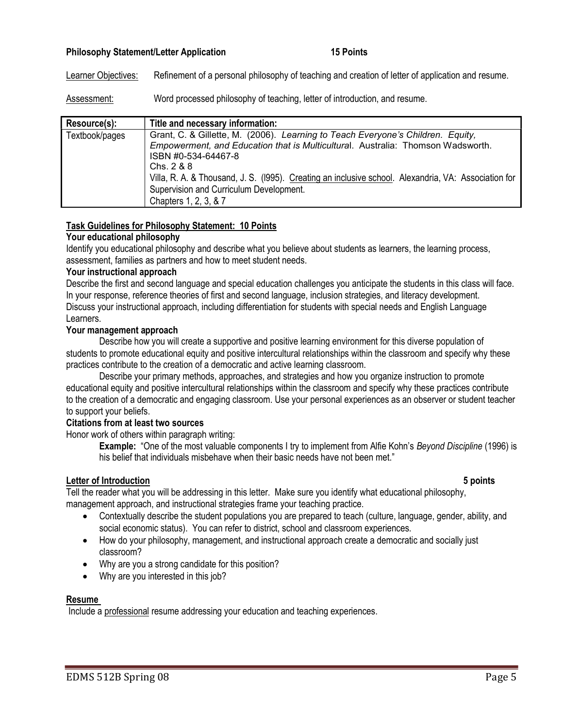**Philosophy Statement/Letter Application 15 Points**

Learner Objectives: Refinement of a personal philosophy of teaching and creation of letter of application and resume.

Assessment: Word processed philosophy of teaching, letter of introduction, and resume.

| Resource(s): | Title and necessary information: |
| --- | --- |
| Textbook/pages | Grant, C. & Gillette, M. (2006). *Learning to Teach Everyone's Children. Equity, Empowerment, and Education that is Multicultural*. Australia: Thomson Wadsworth. ISBN #0-534-64467-8<br>Chs. 2 & 8<br>Villa, R. A. & Thousand, J. S. (l995). Creating an inclusive school. Alexandria, VA: Association for Supervision and Curriculum Development.<br>Chapters 1, 2, 3, & 7 |

**Task Guidelines for Philosophy Statement: 10 Points**

**Your educational philosophy**

Identify you educational philosophy and describe what you believe about students as learners, the learning process, assessment, families as partners and how to meet student needs.

**Your instructional approach**

Describe the first and second language and special education challenges you anticipate the students in this class will face. In your response, reference theories of first and second language, inclusion strategies, and literacy development. Discuss your instructional approach, including differentiation for students with special needs and English Language Learners.

**Your management approach**

Describe how you will create a supportive and positive learning environment for this diverse population of students to promote educational equity and positive intercultural relationships within the classroom and specify why these practices contribute to the creation of a democratic and active learning classroom.

Describe your primary methods, approaches, and strategies and how you organize instruction to promote educational equity and positive intercultural relationships within the classroom and specify why these practices contribute to the creation of a democratic and engaging classroom. Use your personal experiences as an observer or student teacher to support your beliefs.

**Citations from at least two sources**

Honor work of others within paragraph writing:

> **Example:** "One of the most valuable components I try to implement from Alfie Kohn's *Beyond Discipline* (1996) is his belief that individuals misbehave when their basic needs have not been met."

**Letter of Introduction 5 points**

Tell the reader what you will be addressing in this letter. Make sure you identify what educational philosophy, management approach, and instructional strategies frame your teaching practice.

- Contextually describe the student populations you are prepared to teach (culture, language, gender, ability, and social economic status). You can refer to district, school and classroom experiences.
- How do your philosophy, management, and instructional approach create a democratic and socially just classroom?
- Why are you a strong candidate for this position?
- Why are you interested in this job?

**Resume**

Include a professional resume addressing your education and teaching experiences.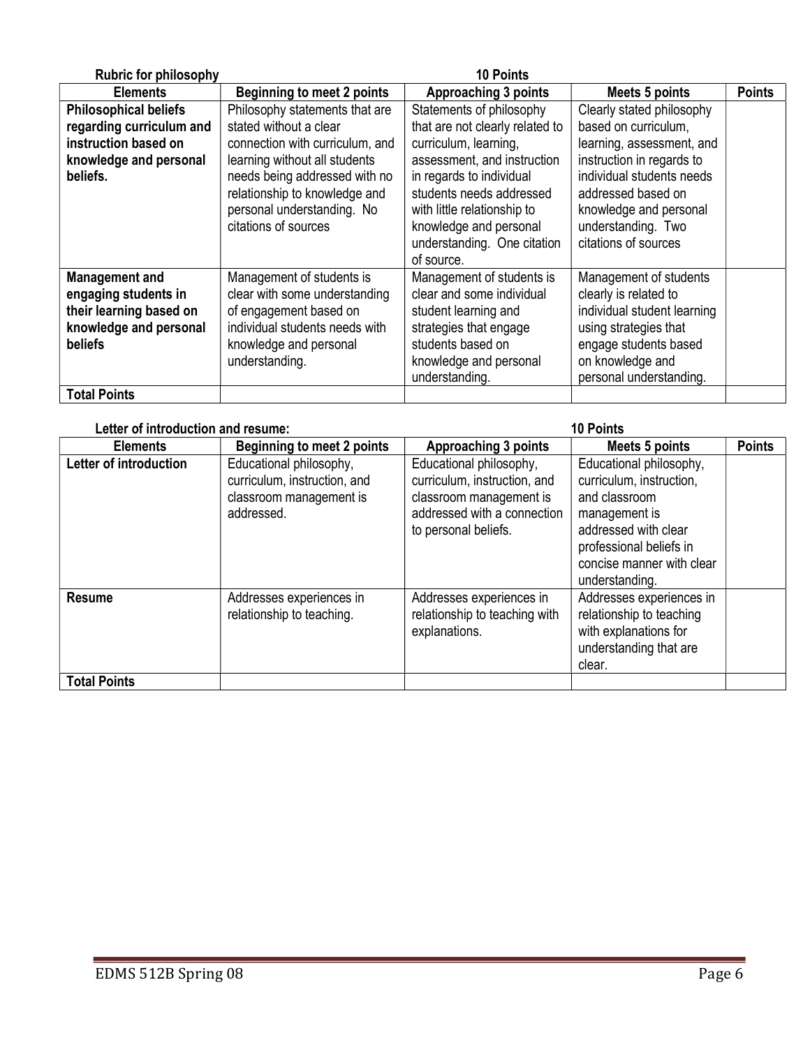**Rubric for philosophy** **10 Points**

| Elements | Beginning to meet 2 points | Approaching 3 points | Meets 5 points | Points |
|---|---|---|---|---|
| **Philosophical beliefs regarding curriculum and instruction based on knowledge and personal beliefs.** | Philosophy statements that are stated without a clear connection with curriculum, and learning without all students needs being addressed with no relationship to knowledge and personal understanding. No citations of sources | Statements of philosophy that are not clearly related to curriculum, learning, assessment, and instruction in regards to individual students needs addressed with little relationship to knowledge and personal understanding. One citation of source. | Clearly stated philosophy based on curriculum, learning, assessment, and instruction in regards to individual students needs addressed based on knowledge and personal understanding. Two citations of sources | |
| **Management and engaging students in their learning based on knowledge and personal beliefs** | Management of students is clear with some understanding of engagement based on individual students needs with knowledge and personal understanding. | Management of students is clear and some individual student learning and strategies that engage students based on knowledge and personal understanding. | Management of students clearly is related to individual student learning using strategies that engage students based on knowledge and personal understanding. | |
| **Total Points** | | | | |

**Letter of introduction and resume:** **10 Points**

| Elements | Beginning to meet 2 points | Approaching 3 points | Meets 5 points | Points |
|---|---|---|---|---|
| **Letter of introduction** | Educational philosophy, curriculum, instruction, and classroom management is addressed. | Educational philosophy, curriculum, instruction, and classroom management is addressed with a connection to personal beliefs. | Educational philosophy, curriculum, instruction, and classroom management is addressed with clear professional beliefs in concise manner with clear understanding. | |
| **Resume** | Addresses experiences in relationship to teaching. | Addresses experiences in relationship to teaching with explanations. | Addresses experiences in relationship to teaching with explanations for understanding that are clear. | |
| **Total Points** | | | | |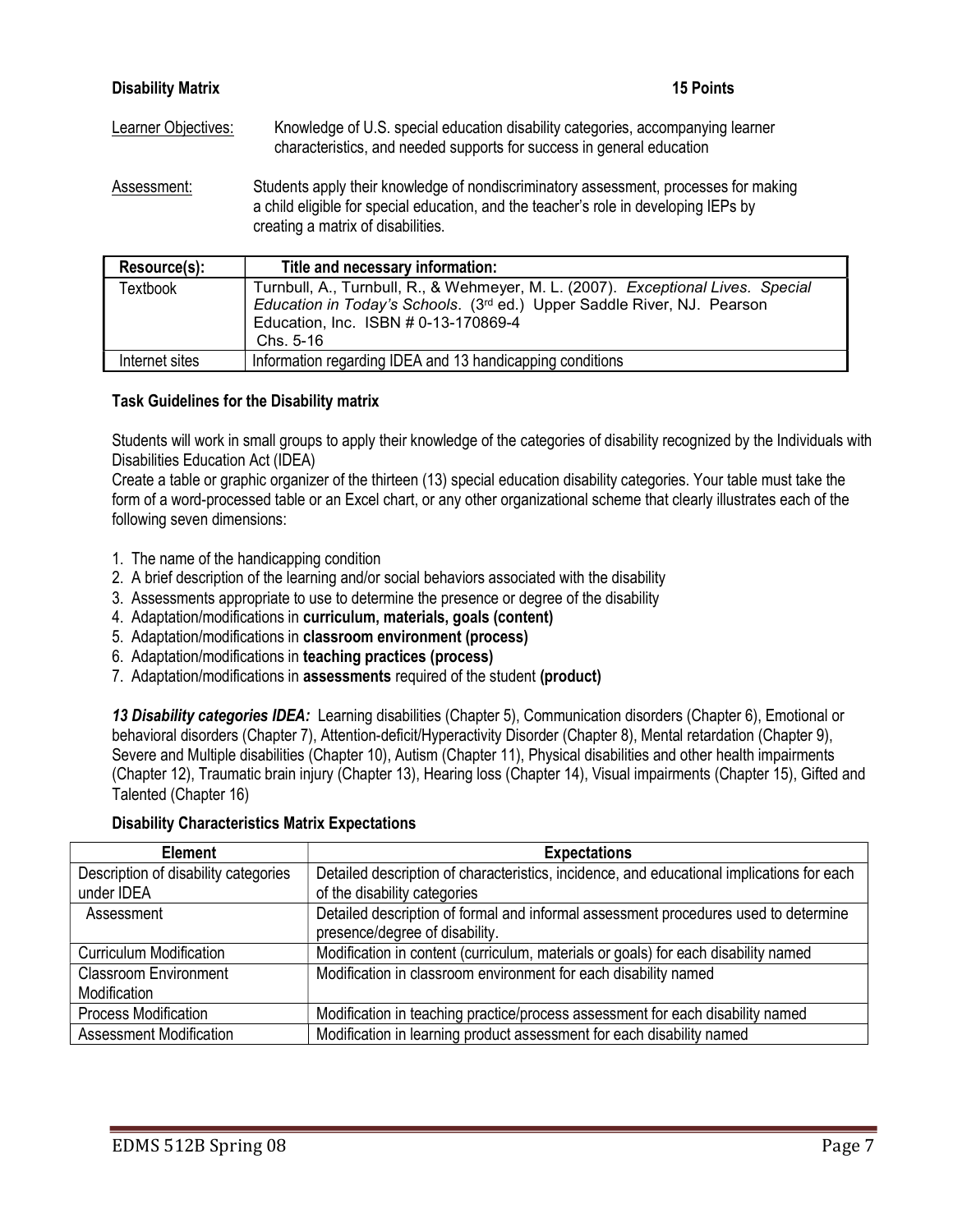**Disability Matrix** **15 Points**

Learner Objectives: Knowledge of U.S. special education disability categories, accompanying learner characteristics, and needed supports for success in general education

Assessment: Students apply their knowledge of nondiscriminatory assessment, processes for making a child eligible for special education, and the teacher's role in developing IEPs by creating a matrix of disabilities.

| Resource(s): | Title and necessary information: |
|---|---|
| Textbook | Turnbull, A., Turnbull, R., & Wehmeyer, M. L. (2007). *Exceptional Lives. Special Education in Today's Schools*. (3rd ed.) Upper Saddle River, NJ. Pearson Education, Inc. ISBN # 0-13-170869-4 Chs. 5-16 |
| Internet sites | Information regarding IDEA and 13 handicapping conditions |

**Task Guidelines for the Disability matrix**

Students will work in small groups to apply their knowledge of the categories of disability recognized by the Individuals with Disabilities Education Act (IDEA)
Create a table or graphic organizer of the thirteen (13) special education disability categories. Your table must take the form of a word-processed table or an Excel chart, or any other organizational scheme that clearly illustrates each of the following seven dimensions:

1. The name of the handicapping condition
2. A brief description of the learning and/or social behaviors associated with the disability
3. Assessments appropriate to use to determine the presence or degree of the disability
4. Adaptation/modifications in **curriculum, materials, goals (content)**
5. Adaptation/modifications in **classroom environment (process)**
6. Adaptation/modifications in **teaching practices (process)**
7. Adaptation/modifications in **assessments** required of the student **(product)**

***13 Disability categories IDEA:*** Learning disabilities (Chapter 5), Communication disorders (Chapter 6), Emotional or behavioral disorders (Chapter 7), Attention-deficit/Hyperactivity Disorder (Chapter 8), Mental retardation (Chapter 9), Severe and Multiple disabilities (Chapter 10), Autism (Chapter 11), Physical disabilities and other health impairments (Chapter 12), Traumatic brain injury (Chapter 13), Hearing loss (Chapter 14), Visual impairments (Chapter 15), Gifted and Talented (Chapter 16)

**Disability Characteristics Matrix Expectations**

| Element | Expectations |
|---|---|
| Description of disability categories under IDEA | Detailed description of characteristics, incidence, and educational implications for each of the disability categories |
| Assessment | Detailed description of formal and informal assessment procedures used to determine presence/degree of disability. |
| Curriculum Modification | Modification in content (curriculum, materials or goals) for each disability named |
| Classroom Environment Modification | Modification in classroom environment for each disability named |
| Process Modification | Modification in teaching practice/process assessment for each disability named |
| Assessment Modification | Modification in learning product assessment for each disability named |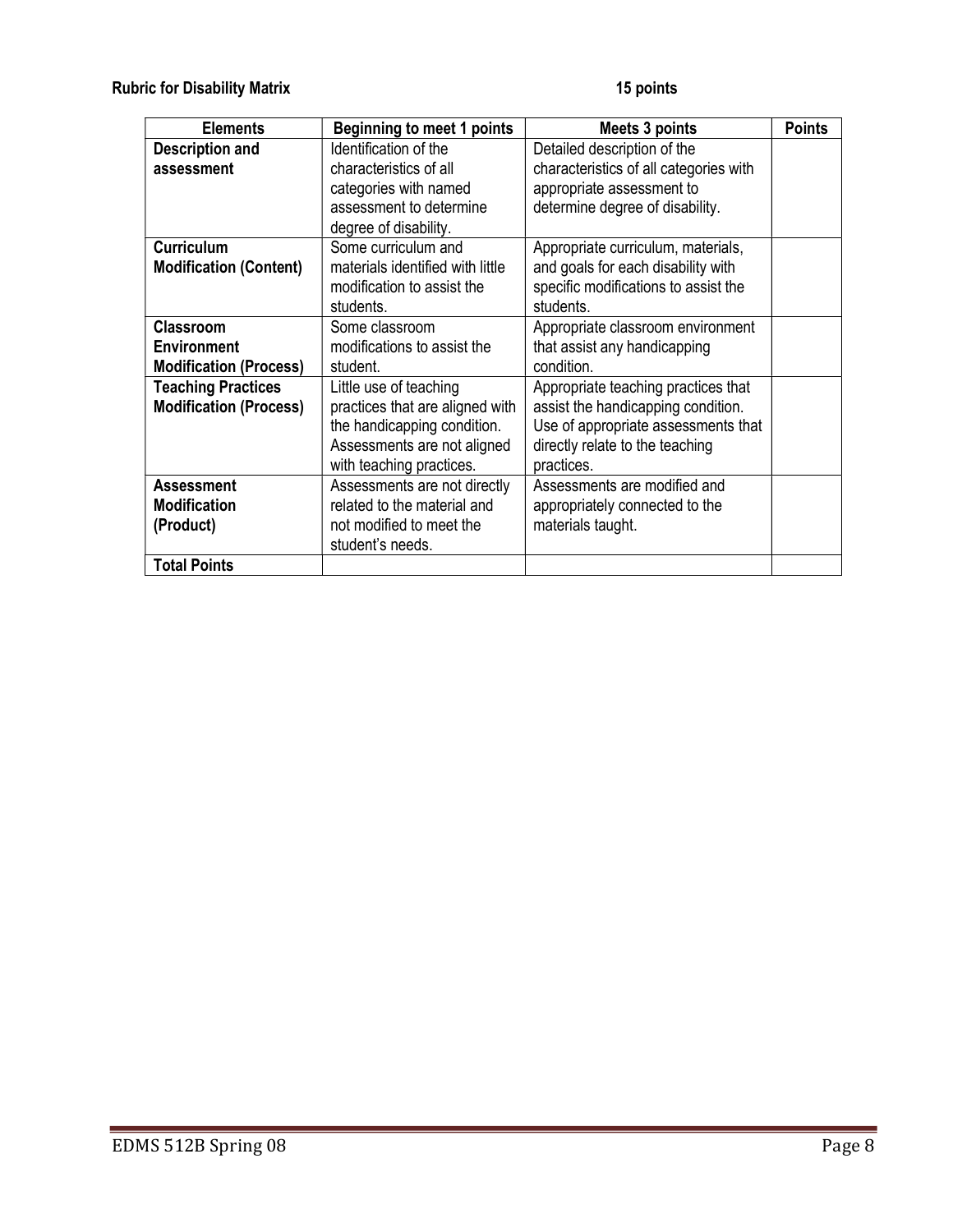**Rubric for Disability Matrix 15 points**

| Elements | Beginning to meet 1 points | Meets 3 points | Points |
|---|---|---|---|
| **Description and assessment** | Identification of the characteristics of all categories with named assessment to determine degree of disability. | Detailed description of the characteristics of all categories with appropriate assessment to determine degree of disability. | |
| **Curriculum Modification (Content)** | Some curriculum and materials identified with little modification to assist the students. | Appropriate curriculum, materials, and goals for each disability with specific modifications to assist the students. | |
| **Classroom Environment Modification (Process)** | Some classroom modifications to assist the student. | Appropriate classroom environment that assist any handicapping condition. | |
| **Teaching Practices Modification (Process)** | Little use of teaching practices that are aligned with the handicapping condition. Assessments are not aligned with teaching practices. | Appropriate teaching practices that assist the handicapping condition. Use of appropriate assessments that directly relate to the teaching practices. | |
| **Assessment Modification (Product)** | Assessments are not directly related to the material and not modified to meet the student's needs. | Assessments are modified and appropriately connected to the materials taught. | |
| **Total Points** | | | |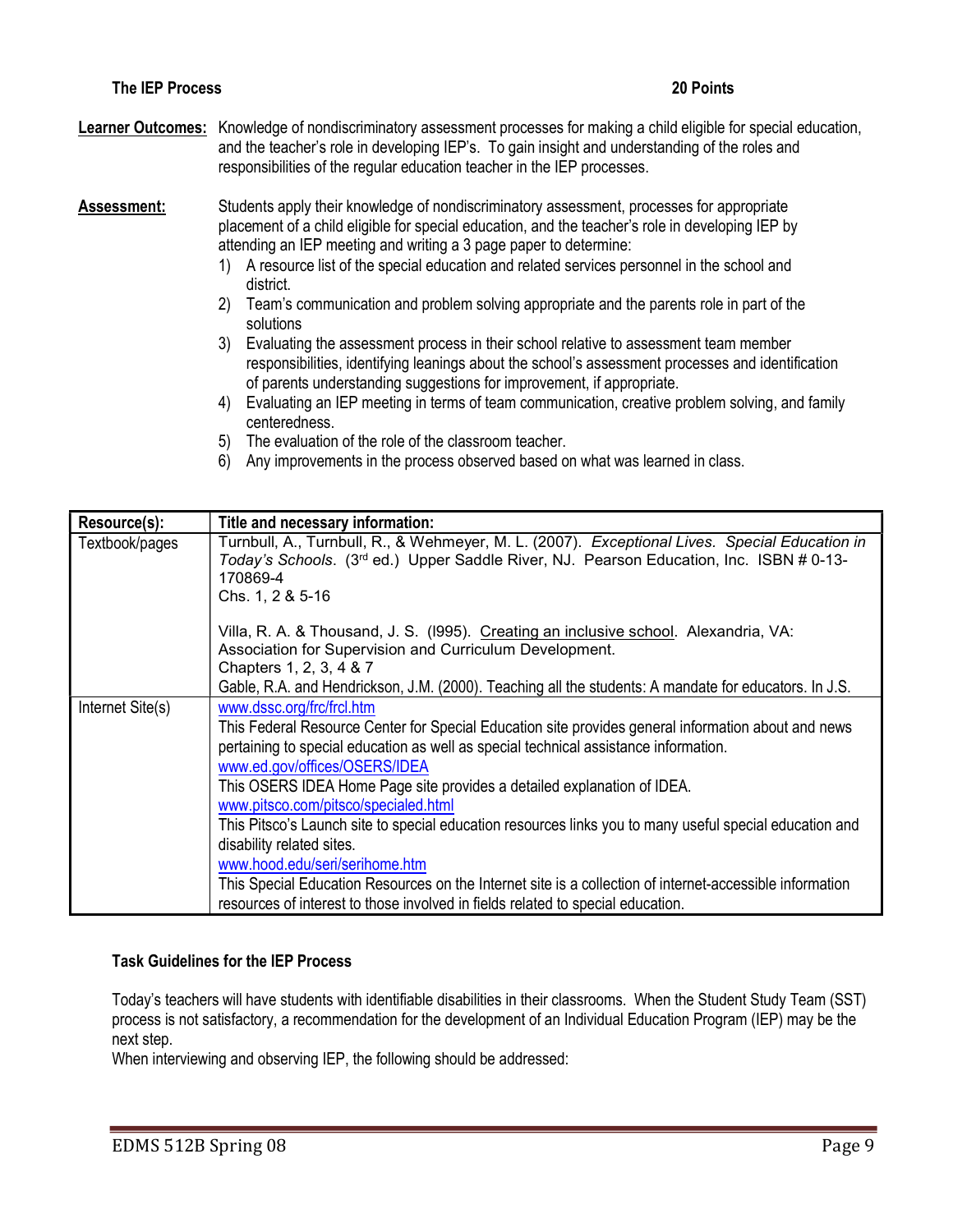**The IEP Process** **20 Points**

**Learner Outcomes:** Knowledge of nondiscriminatory assessment processes for making a child eligible for special education, and the teacher's role in developing IEP's. To gain insight and understanding of the roles and responsibilities of the regular education teacher in the IEP processes.

**Assessment:** Students apply their knowledge of nondiscriminatory assessment, processes for appropriate placement of a child eligible for special education, and the teacher's role in developing IEP by attending an IEP meeting and writing a 3 page paper to determine:

1) A resource list of the special education and related services personnel in the school and district.
2) Team's communication and problem solving appropriate and the parents role in part of the solutions
3) Evaluating the assessment process in their school relative to assessment team member responsibilities, identifying leanings about the school's assessment processes and identification of parents understanding suggestions for improvement, if appropriate.
4) Evaluating an IEP meeting in terms of team communication, creative problem solving, and family centeredness.
5) The evaluation of the role of the classroom teacher.
6) Any improvements in the process observed based on what was learned in class.

| Resource(s): | Title and necessary information: |
|---|---|
| Textbook/pages | Turnbull, A., Turnbull, R., & Wehmeyer, M. L. (2007). *Exceptional Lives. Special Education in Today's Schools*. (3rd ed.) Upper Saddle River, NJ. Pearson Education, Inc. ISBN # 0-13-170869-4<br>Chs. 1, 2 & 5-16<br><br>Villa, R. A. & Thousand, J. S. (l995). Creating an inclusive school. Alexandria, VA: Association for Supervision and Curriculum Development.<br>Chapters 1, 2, 3, 4 & 7<br>Gable, R.A. and Hendrickson, J.M. (2000). Teaching all the students: A mandate for educators. In J.S. |
| Internet Site(s) | www.dssc.org/frc/frcl.htm<br>This Federal Resource Center for Special Education site provides general information about and news pertaining to special education as well as special technical assistance information.<br>www.ed.gov/offices/OSERS/IDEA<br>This OSERS IDEA Home Page site provides a detailed explanation of IDEA.<br>www.pitsco.com/pitsco/specialed.html<br>This Pitsco's Launch site to special education resources links you to many useful special education and disability related sites.<br>www.hood.edu/seri/serihome.htm<br>This Special Education Resources on the Internet site is a collection of internet-accessible information resources of interest to those involved in fields related to special education. |

**Task Guidelines for the IEP Process**

Today's teachers will have students with identifiable disabilities in their classrooms. When the Student Study Team (SST) process is not satisfactory, a recommendation for the development of an Individual Education Program (IEP) may be the next step.
When interviewing and observing IEP, the following should be addressed: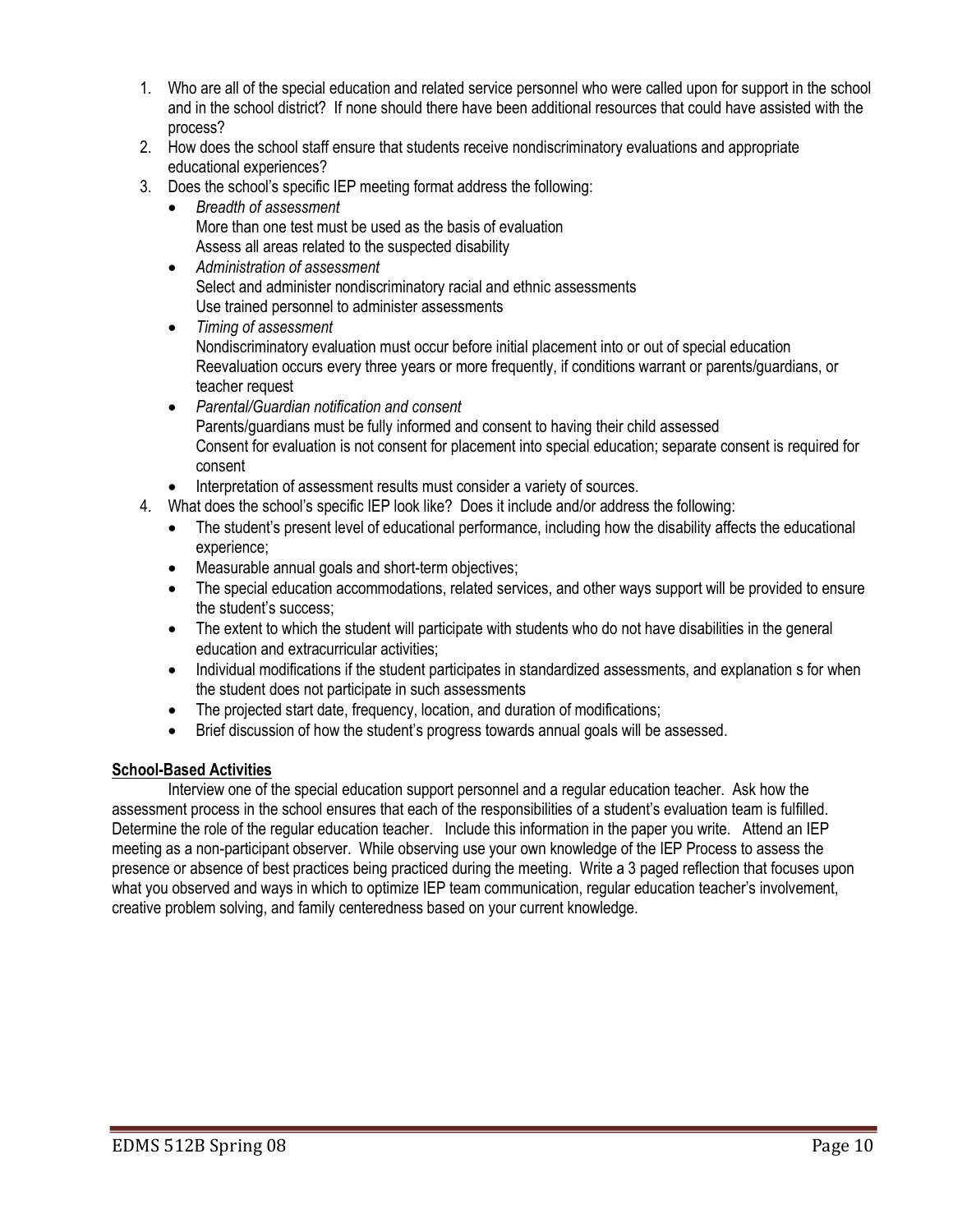1. Who are all of the special education and related service personnel who were called upon for support in the school and in the school district? If none should there have been additional resources that could have assisted with the process?
2. How does the school staff ensure that students receive nondiscriminatory evaluations and appropriate educational experiences?
3. Does the school's specific IEP meeting format address the following:
   - *Breadth of assessment*
     More than one test must be used as the basis of evaluation
     Assess all areas related to the suspected disability
   - *Administration of assessment*
     Select and administer nondiscriminatory racial and ethnic assessments
     Use trained personnel to administer assessments
   - *Timing of assessment*
     Nondiscriminatory evaluation must occur before initial placement into or out of special education
     Reevaluation occurs every three years or more frequently, if conditions warrant or parents/guardians, or teacher request
   - *Parental/Guardian notification and consent*
     Parents/guardians must be fully informed and consent to having their child assessed
     Consent for evaluation is not consent for placement into special education; separate consent is required for consent
   - Interpretation of assessment results must consider a variety of sources.
4. What does the school's specific IEP look like? Does it include and/or address the following:
   - The student's present level of educational performance, including how the disability affects the educational experience;
   - Measurable annual goals and short-term objectives;
   - The special education accommodations, related services, and other ways support will be provided to ensure the student's success;
   - The extent to which the student will participate with students who do not have disabilities in the general education and extracurricular activities;
   - Individual modifications if the student participates in standardized assessments, and explanation s for when the student does not participate in such assessments
   - The projected start date, frequency, location, and duration of modifications;
   - Brief discussion of how the student's progress towards annual goals will be assessed.

**School-Based Activities**

Interview one of the special education support personnel and a regular education teacher. Ask how the assessment process in the school ensures that each of the responsibilities of a student's evaluation team is fulfilled. Determine the role of the regular education teacher. Include this information in the paper you write. Attend an IEP meeting as a non-participant observer. While observing use your own knowledge of the IEP Process to assess the presence or absence of best practices being practiced during the meeting. Write a 3 paged reflection that focuses upon what you observed and ways in which to optimize IEP team communication, regular education teacher's involvement, creative problem solving, and family centeredness based on your current knowledge.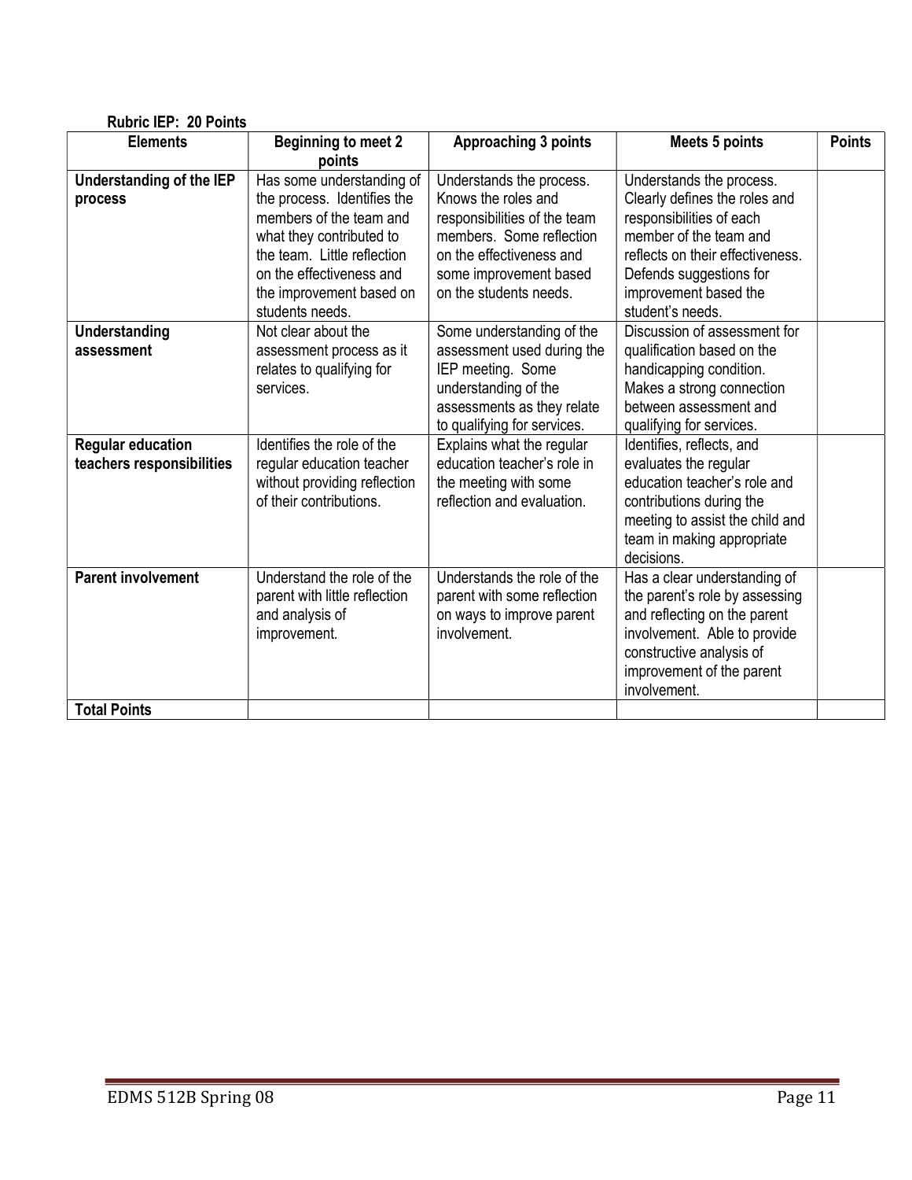**Rubric IEP: 20 Points**

| Elements | Beginning to meet 2 points | Approaching 3 points | Meets 5 points | Points |
|---|---|---|---|---|
| **Understanding of the IEP process** | Has some understanding of the process. Identifies the members of the team and what they contributed to the team. Little reflection on the effectiveness and the improvement based on students needs. | Understands the process. Knows the roles and responsibilities of the team members. Some reflection on the effectiveness and some improvement based on the students needs. | Understands the process. Clearly defines the roles and responsibilities of each member of the team and reflects on their effectiveness. Defends suggestions for improvement based the student's needs. | |
| **Understanding assessment** | Not clear about the assessment process as it relates to qualifying for services. | Some understanding of the assessment used during the IEP meeting. Some understanding of the assessments as they relate to qualifying for services. | Discussion of assessment for qualification based on the handicapping condition. Makes a strong connection between assessment and qualifying for services. | |
| **Regular education teachers responsibilities** | Identifies the role of the regular education teacher without providing reflection of their contributions. | Explains what the regular education teacher's role in the meeting with some reflection and evaluation. | Identifies, reflects, and evaluates the regular education teacher's role and contributions during the meeting to assist the child and team in making appropriate decisions. | |
| **Parent involvement** | Understand the role of the parent with little reflection and analysis of improvement. | Understands the role of the parent with some reflection on ways to improve parent involvement. | Has a clear understanding of the parent's role by assessing and reflecting on the parent involvement. Able to provide constructive analysis of improvement of the parent involvement. | |
| **Total Points** | | | | |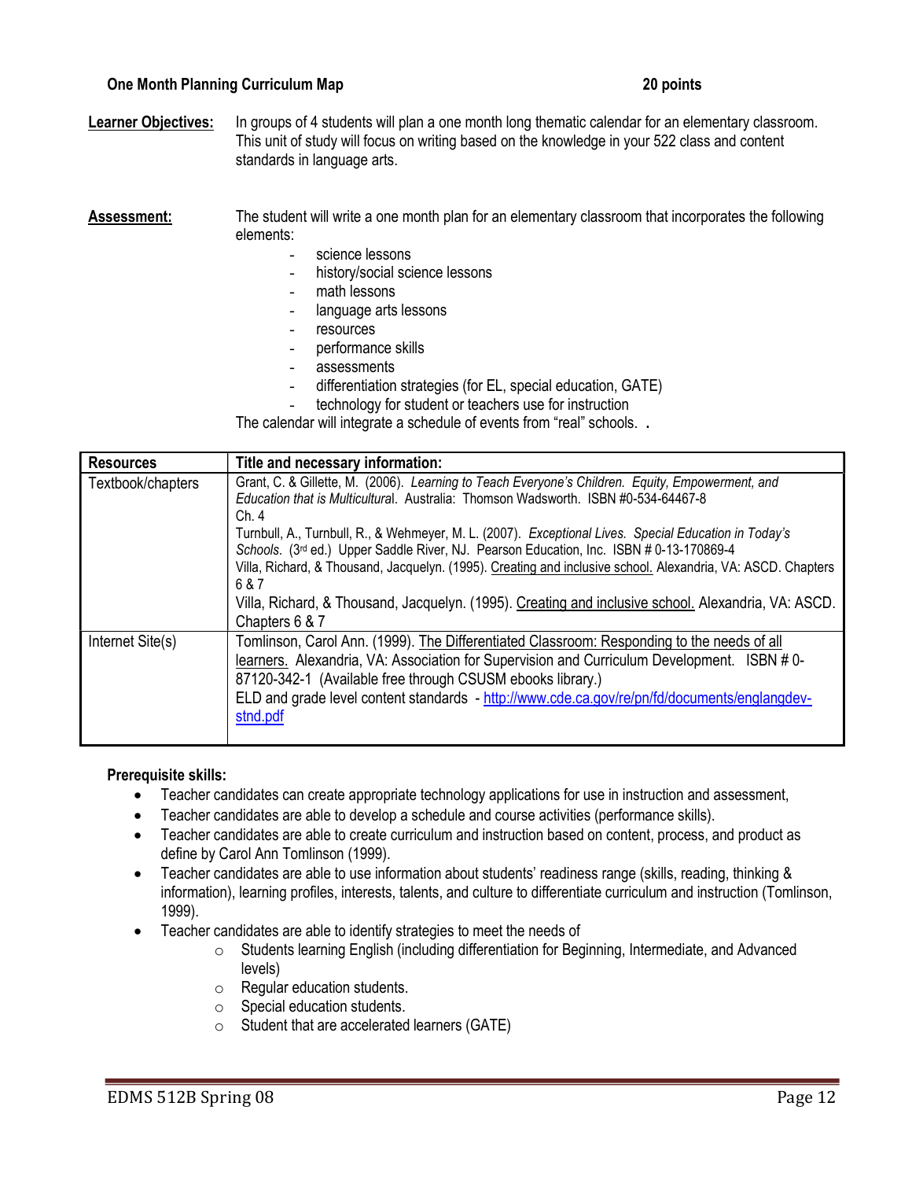**One Month Planning Curriculum Map** **20 points**

**Learner Objectives:** In groups of 4 students will plan a one month long thematic calendar for an elementary classroom. This unit of study will focus on writing based on the knowledge in your 522 class and content standards in language arts.

**Assessment:** The student will write a one month plan for an elementary classroom that incorporates the following elements:

- science lessons
- history/social science lessons
- math lessons
- language arts lessons
- resources
- performance skills
- assessments
- differentiation strategies (for EL, special education, GATE)
- technology for student or teachers use for instruction

The calendar will integrate a schedule of events from "real" schools. .

| Resources | Title and necessary information: |
|---|---|
| Textbook/chapters | Grant, C. & Gillette, M. (2006). *Learning to Teach Everyone's Children. Equity, Empowerment, and Education that is Multicultural*. Australia: Thomson Wadsworth. ISBN #0-534-64467-8<br>Ch. 4<br>Turnbull, A., Turnbull, R., & Wehmeyer, M. L. (2007). *Exceptional Lives. Special Education in Today's Schools*. (3rd ed.) Upper Saddle River, NJ. Pearson Education, Inc. ISBN # 0-13-170869-4<br>Villa, Richard, & Thousand, Jacquelyn. (1995). Creating and inclusive school. Alexandria, VA: ASCD. Chapters 6 & 7<br>Villa, Richard, & Thousand, Jacquelyn. (1995). Creating and inclusive school. Alexandria, VA: ASCD. Chapters 6 & 7 |
| Internet Site(s) | Tomlinson, Carol Ann. (1999). The Differentiated Classroom: Responding to the needs of all learners. Alexandria, VA: Association for Supervision and Curriculum Development. ISBN # 0-87120-342-1 (Available free through CSUSM ebooks library.)<br>ELD and grade level content standards - http://www.cde.ca.gov/re/pn/fd/documents/englangdev-stnd.pdf |

**Prerequisite skills:**

- Teacher candidates can create appropriate technology applications for use in instruction and assessment,
- Teacher candidates are able to develop a schedule and course activities (performance skills).
- Teacher candidates are able to create curriculum and instruction based on content, process, and product as define by Carol Ann Tomlinson (1999).
- Teacher candidates are able to use information about students' readiness range (skills, reading, thinking & information), learning profiles, interests, talents, and culture to differentiate curriculum and instruction (Tomlinson, 1999).
- Teacher candidates are able to identify strategies to meet the needs of
  - Students learning English (including differentiation for Beginning, Intermediate, and Advanced levels)
  - Regular education students.
  - Special education students.
  - Student that are accelerated learners (GATE)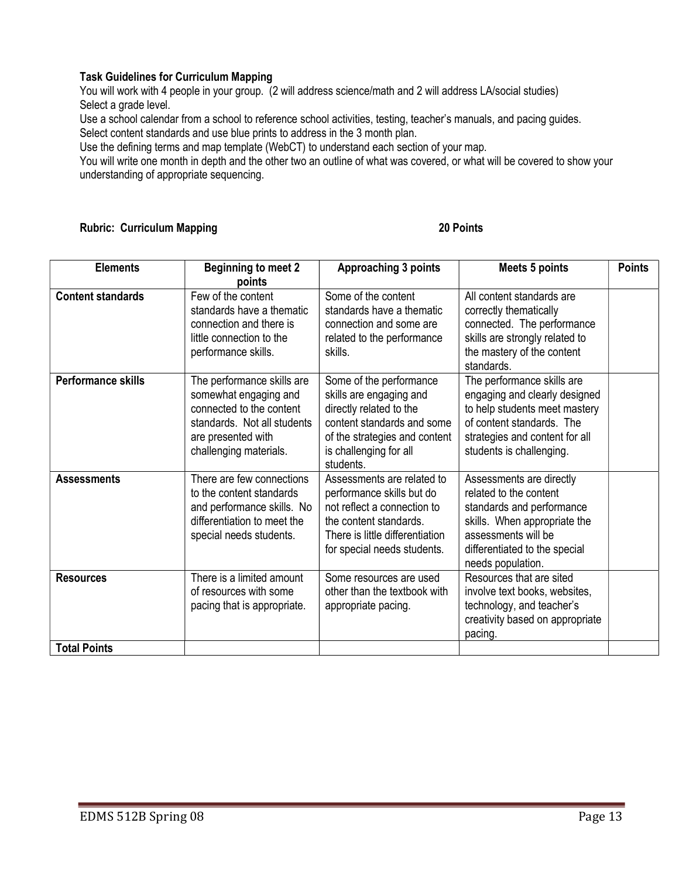**Task Guidelines for Curriculum Mapping**

You will work with 4 people in your group. (2 will address science/math and 2 will address LA/social studies)
Select a grade level.
Use a school calendar from a school to reference school activities, testing, teacher's manuals, and pacing guides.
Select content standards and use blue prints to address in the 3 month plan.
Use the defining terms and map template (WebCT) to understand each section of your map.
You will write one month in depth and the other two an outline of what was covered, or what will be covered to show your understanding of appropriate sequencing.

**Rubric: Curriculum Mapping** **20 Points**

| Elements | Beginning to meet 2 points | Approaching 3 points | Meets 5 points | Points |
|---|---|---|---|---|
| **Content standards** | Few of the content standards have a thematic connection and there is little connection to the performance skills. | Some of the content standards have a thematic connection and some are related to the performance skills. | All content standards are correctly thematically connected. The performance skills are strongly related to the mastery of the content standards. | |
| **Performance skills** | The performance skills are somewhat engaging and connected to the content standards. Not all students are presented with challenging materials. | Some of the performance skills are engaging and directly related to the content standards and some of the strategies and content is challenging for all students. | The performance skills are engaging and clearly designed to help students meet mastery of content standards. The strategies and content for all students is challenging. | |
| **Assessments** | There are few connections to the content standards and performance skills. No differentiation to meet the special needs students. | Assessments are related to performance skills but do not reflect a connection to the content standards. There is little differentiation for special needs students. | Assessments are directly related to the content standards and performance skills. When appropriate the assessments will be differentiated to the special needs population. | |
| **Resources** | There is a limited amount of resources with some pacing that is appropriate. | Some resources are used other than the textbook with appropriate pacing. | Resources that are sited involve text books, websites, technology, and teacher's creativity based on appropriate pacing. | |
| **Total Points** | | | | |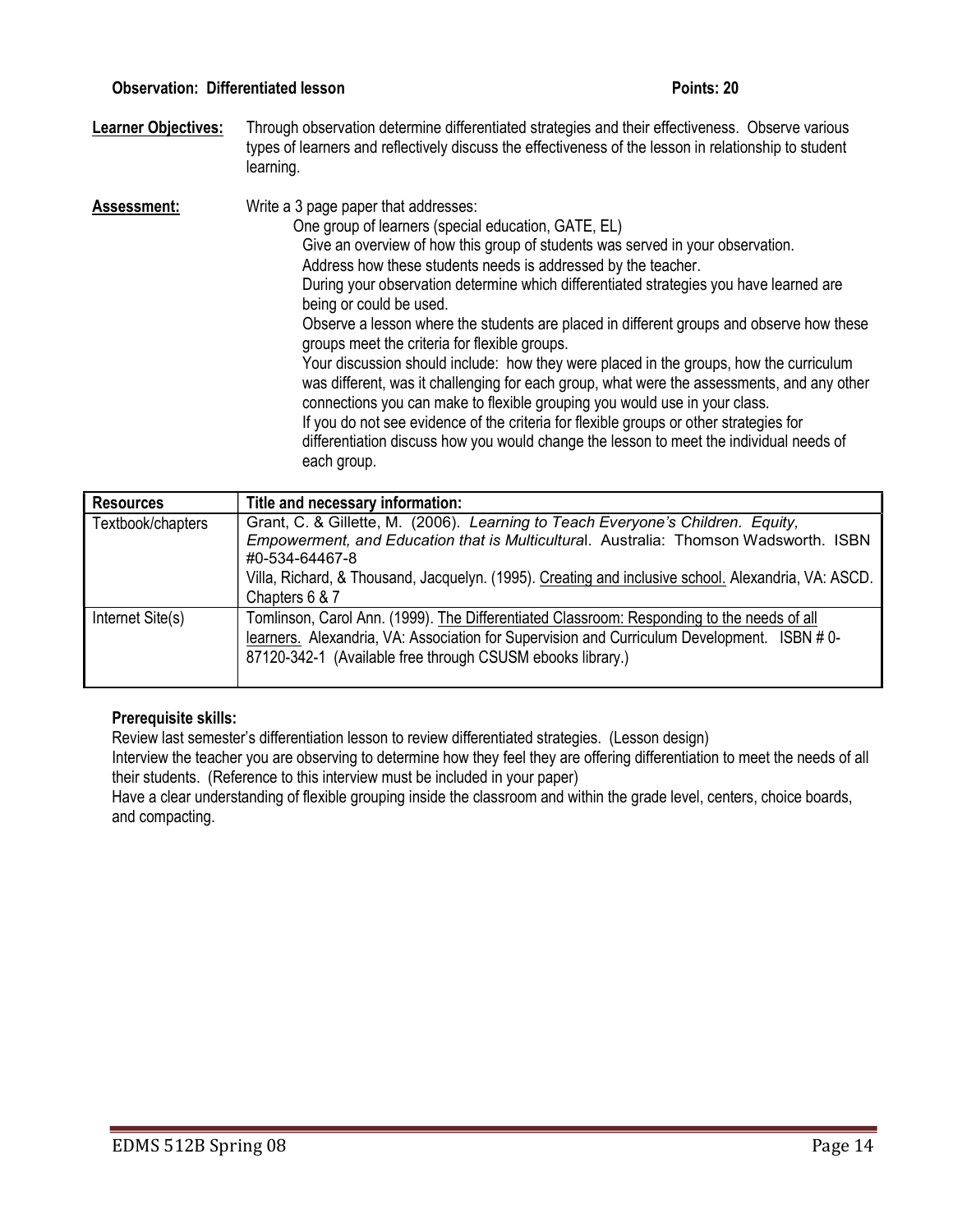**Observation: Differentiated lesson** **Points: 20**

**Learner Objectives:** Through observation determine differentiated strategies and their effectiveness. Observe various types of learners and reflectively discuss the effectiveness of the lesson in relationship to student learning.

**Assessment:** Write a 3 page paper that addresses:

One group of learners (special education, GATE, EL)

Give an overview of how this group of students was served in your observation.

Address how these students needs is addressed by the teacher.

During your observation determine which differentiated strategies you have learned are being or could be used.

Observe a lesson where the students are placed in different groups and observe how these groups meet the criteria for flexible groups.

Your discussion should include: how they were placed in the groups, how the curriculum was different, was it challenging for each group, what were the assessments, and any other connections you can make to flexible grouping you would use in your class.

If you do not see evidence of the criteria for flexible groups or other strategies for differentiation discuss how you would change the lesson to meet the individual needs of each group.

| **Resources** | **Title and necessary information:** |
|---|---|
| Textbook/chapters | Grant, C. & Gillette, M. (2006). *Learning to Teach Everyone's Children. Equity, Empowerment, and Education that is Multicultural*. Australia: Thomson Wadsworth. ISBN #0-534-64467-8<br>Villa, Richard, & Thousand, Jacquelyn. (1995). Creating and inclusive school. Alexandria, VA: ASCD. Chapters 6 & 7 |
| Internet Site(s) | Tomlinson, Carol Ann. (1999). The Differentiated Classroom: Responding to the needs of all learners. Alexandria, VA: Association for Supervision and Curriculum Development. ISBN # 0-87120-342-1 (Available free through CSUSM ebooks library.) |

**Prerequisite skills:**

Review last semester's differentiation lesson to review differentiated strategies. (Lesson design)

Interview the teacher you are observing to determine how they feel they are offering differentiation to meet the needs of all their students. (Reference to this interview must be included in your paper)

Have a clear understanding of flexible grouping inside the classroom and within the grade level, centers, choice boards, and compacting.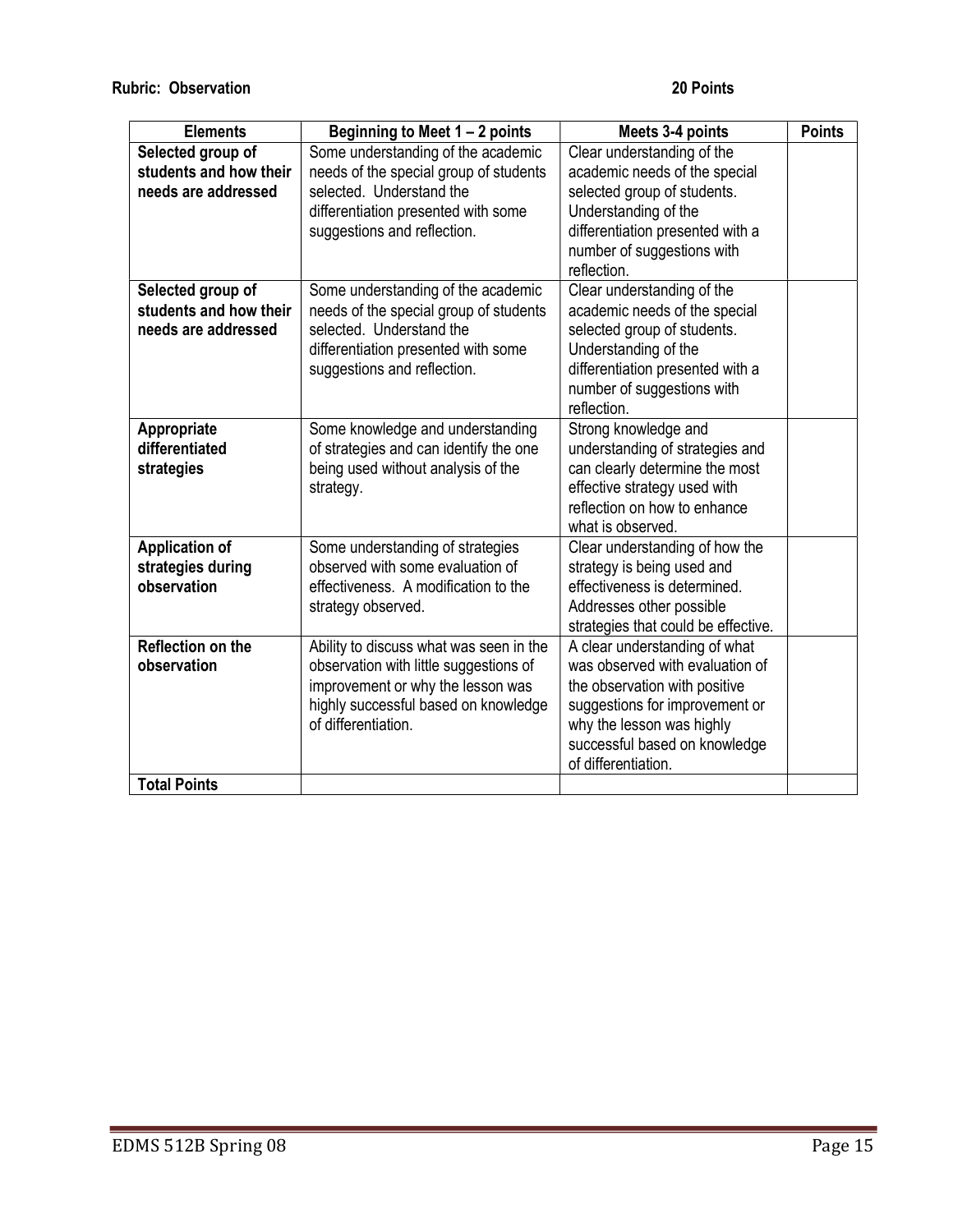**Rubric: Observation** **20 Points**

| Elements | Beginning to Meet 1 – 2 points | Meets 3-4 points | Points |
|---|---|---|---|
| **Selected group of students and how their needs are addressed** | Some understanding of the academic needs of the special group of students selected. Understand the differentiation presented with some suggestions and reflection. | Clear understanding of the academic needs of the special selected group of students. Understanding of the differentiation presented with a number of suggestions with reflection. | |
| **Selected group of students and how their needs are addressed** | Some understanding of the academic needs of the special group of students selected. Understand the differentiation presented with some suggestions and reflection. | Clear understanding of the academic needs of the special selected group of students. Understanding of the differentiation presented with a number of suggestions with reflection. | |
| **Appropriate differentiated strategies** | Some knowledge and understanding of strategies and can identify the one being used without analysis of the strategy. | Strong knowledge and understanding of strategies and can clearly determine the most effective strategy used with reflection on how to enhance what is observed. | |
| **Application of strategies during observation** | Some understanding of strategies observed with some evaluation of effectiveness. A modification to the strategy observed. | Clear understanding of how the strategy is being used and effectiveness is determined. Addresses other possible strategies that could be effective. | |
| **Reflection on the observation** | Ability to discuss what was seen in the observation with little suggestions of improvement or why the lesson was highly successful based on knowledge of differentiation. | A clear understanding of what was observed with evaluation of the observation with positive suggestions for improvement or why the lesson was highly successful based on knowledge of differentiation. | |
| **Total Points** | | | |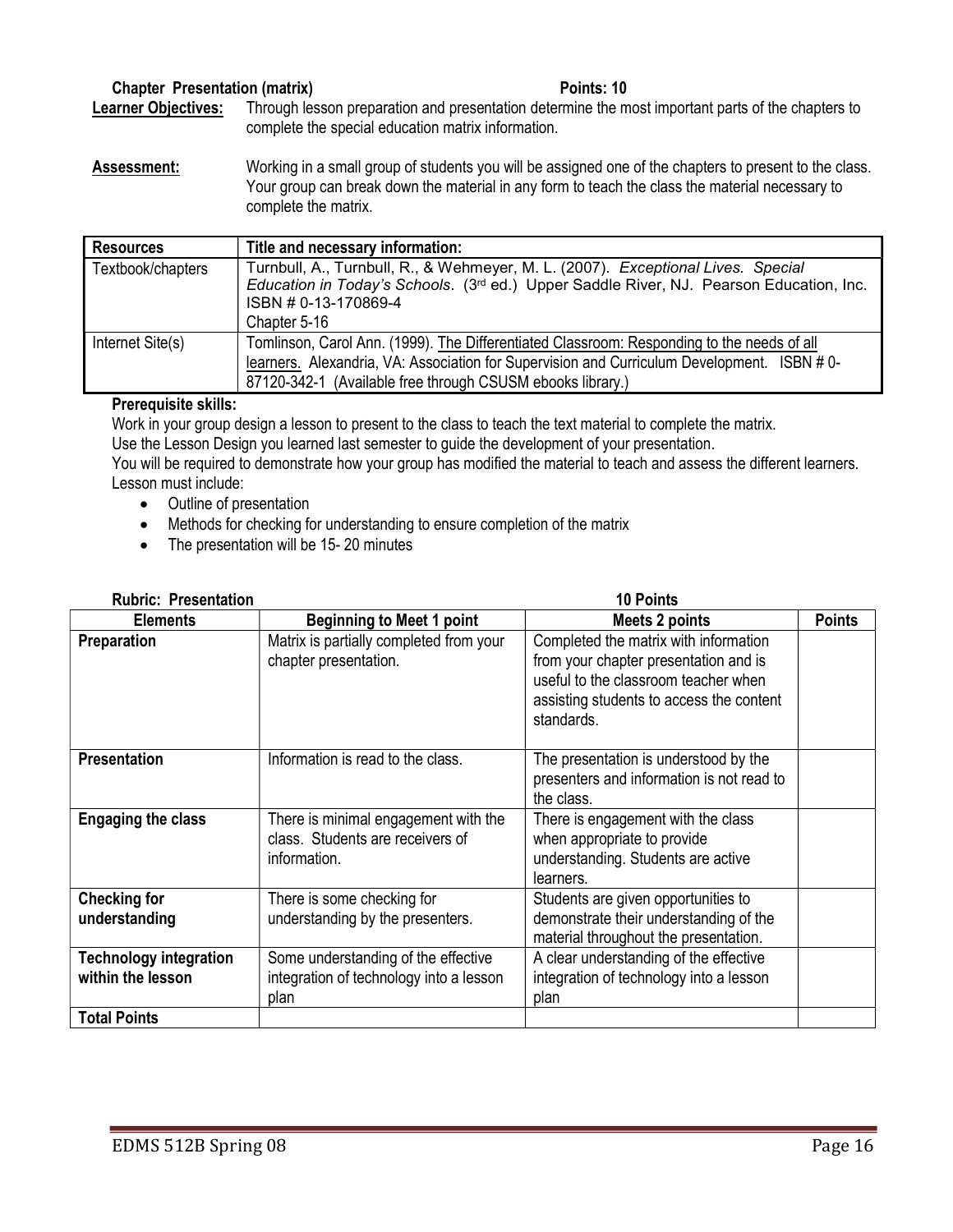**Chapter Presentation (matrix)** **Points: 10**

**Learner Objectives:** Through lesson preparation and presentation determine the most important parts of the chapters to complete the special education matrix information.

**Assessment:** Working in a small group of students you will be assigned one of the chapters to present to the class. Your group can break down the material in any form to teach the class the material necessary to complete the matrix.

| Resources | Title and necessary information: |
|---|---|
| Textbook/chapters | Turnbull, A., Turnbull, R., & Wehmeyer, M. L. (2007). *Exceptional Lives. Special Education in Today's Schools*. (3rd ed.) Upper Saddle River, NJ. Pearson Education, Inc. ISBN # 0-13-170869-4<br>Chapter 5-16 |
| Internet Site(s) | Tomlinson, Carol Ann. (1999). The Differentiated Classroom: Responding to the needs of all learners. Alexandria, VA: Association for Supervision and Curriculum Development. ISBN # 0-87120-342-1 (Available free through CSUSM ebooks library.) |

**Prerequisite skills:**

Work in your group design a lesson to present to the class to teach the text material to complete the matrix.
Use the Lesson Design you learned last semester to guide the development of your presentation.
You will be required to demonstrate how your group has modified the material to teach and assess the different learners.
Lesson must include:

- Outline of presentation
- Methods for checking for understanding to ensure completion of the matrix
- The presentation will be 15- 20 minutes

**Rubric: Presentation** **10 Points**

| Elements | Beginning to Meet 1 point | Meets 2 points | Points |
|---|---|---|---|
| **Preparation** | Matrix is partially completed from your chapter presentation. | Completed the matrix with information from your chapter presentation and is useful to the classroom teacher when assisting students to access the content standards. | |
| **Presentation** | Information is read to the class. | The presentation is understood by the presenters and information is not read to the class. | |
| **Engaging the class** | There is minimal engagement with the class. Students are receivers of information. | There is engagement with the class when appropriate to provide understanding. Students are active learners. | |
| **Checking for understanding** | There is some checking for understanding by the presenters. | Students are given opportunities to demonstrate their understanding of the material throughout the presentation. | |
| **Technology integration within the lesson** | Some understanding of the effective integration of technology into a lesson plan | A clear understanding of the effective integration of technology into a lesson plan | |
| **Total Points** | | | |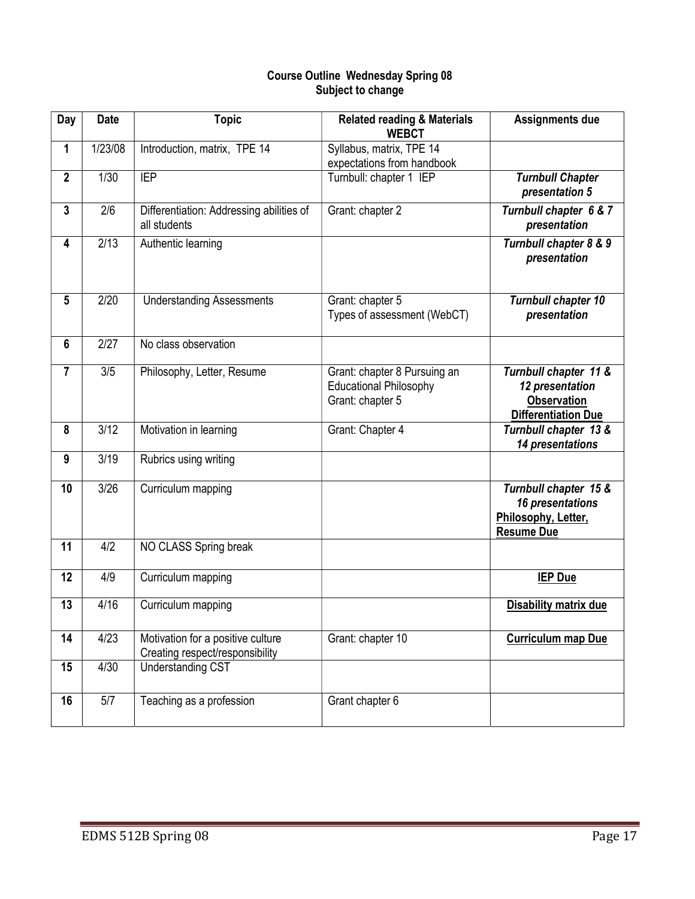**Course Outline Wednesday Spring 08**
**Subject to change**

| Day | Date | Topic | Related reading & Materials WEBCT | Assignments due |
|---|---|---|---|---|
| 1 | 1/23/08 | Introduction, matrix, TPE 14 | Syllabus, matrix, TPE 14 expectations from handbook | |
| 2 | 1/30 | IEP | Turnbull: chapter 1 IEP | ***Turnbull Chapter presentation 5*** |
| 3 | 2/6 | Differentiation: Addressing abilities of all students | Grant: chapter 2 | ***Turnbull chapter 6 & 7 presentation*** |
| 4 | 2/13 | Authentic learning | | ***Turnbull chapter 8 & 9 presentation*** |
| 5 | 2/20 | Understanding Assessments | Grant: chapter 5<br>Types of assessment (WebCT) | ***Turnbull chapter 10 presentation*** |
| 6 | 2/27 | No class observation | | |
| 7 | 3/5 | Philosophy, Letter, Resume | Grant: chapter 8 Pursuing an Educational Philosophy<br>Grant: chapter 5 | ***Turnbull chapter 11 & 12 presentation***<br>**Observation Differentiation Due** |
| 8 | 3/12 | Motivation in learning | Grant: Chapter 4 | ***Turnbull chapter 13 & 14 presentations*** |
| 9 | 3/19 | Rubrics using writing | | |
| 10 | 3/26 | Curriculum mapping | | ***Turnbull chapter 15 & 16 presentations***<br>**Philosophy, Letter, Resume Due** |
| 11 | 4/2 | NO CLASS Spring break | | |
| 12 | 4/9 | Curriculum mapping | | **IEP Due** |
| 13 | 4/16 | Curriculum mapping | | **Disability matrix due** |
| 14 | 4/23 | Motivation for a positive culture<br>Creating respect/responsibility | Grant: chapter 10 | **Curriculum map Due** |
| 15 | 4/30 | Understanding CST | | |
| 16 | 5/7 | Teaching as a profession | Grant chapter 6 | |